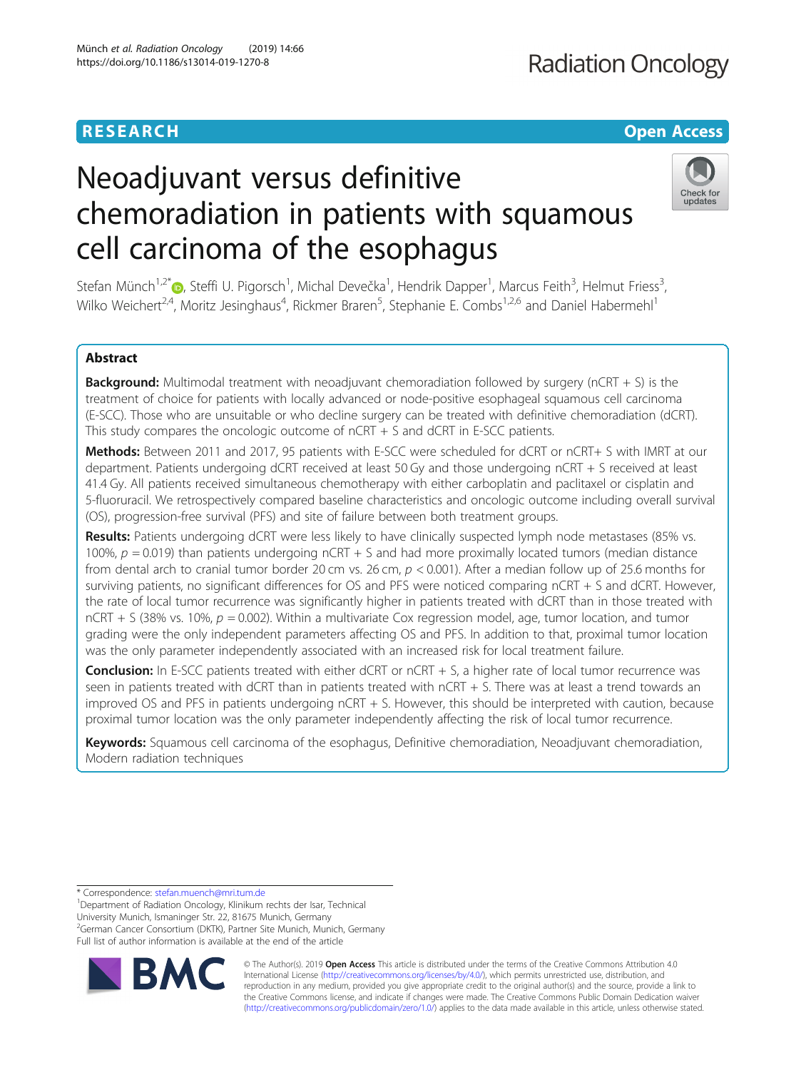**RESEARCH** **Open Access**

# Neoadjuvant versus definitive chemoradiation in patients with squamous cell carcinoma of the esophagus

Stefan Münch[1,2*], Steffi U. Pigorsch[1], Michal Devečka[1], Hendrik Dapper[1], Marcus Feith[3], Helmut Friess[3], Wilko Weichert[2,4], Moritz Jesinghaus[4], Rickmer Braren[5], Stephanie E. Combs[1,2,6] and Daniel Habermehl[1]

## Abstract

**Background:** Multimodal treatment with neoadjuvant chemoradiation followed by surgery (nCRT + S) is the treatment of choice for patients with locally advanced or node-positive esophageal squamous cell carcinoma (E-SCC). Those who are unsuitable or who decline surgery can be treated with definitive chemoradiation (dCRT). This study compares the oncologic outcome of nCRT + S and dCRT in E-SCC patients.

**Methods:** Between 2011 and 2017, 95 patients with E-SCC were scheduled for dCRT or nCRT+ S with IMRT at our department. Patients undergoing dCRT received at least 50 Gy and those undergoing nCRT + S received at least 41.4 Gy. All patients received simultaneous chemotherapy with either carboplatin and paclitaxel or cisplatin and 5-fluoruracil. We retrospectively compared baseline characteristics and oncologic outcome including overall survival (OS), progression-free survival (PFS) and site of failure between both treatment groups.

**Results:** Patients undergoing dCRT were less likely to have clinically suspected lymph node metastases (85% vs. 100%, $p = 0.019$) than patients undergoing nCRT + S and had more proximally located tumors (median distance from dental arch to cranial tumor border 20 cm vs. 26 cm, $p < 0.001$). After a median follow up of 25.6 months for surviving patients, no significant differences for OS and PFS were noticed comparing nCRT + S and dCRT. However, the rate of local tumor recurrence was significantly higher in patients treated with dCRT than in those treated with nCRT + S (38% vs. 10%, $p = 0.002$). Within a multivariate Cox regression model, age, tumor location, and tumor grading were the only independent parameters affecting OS and PFS. In addition to that, proximal tumor location was the only parameter independently associated with an increased risk for local treatment failure.

**Conclusion:** In E-SCC patients treated with either dCRT or nCRT + S, a higher rate of local tumor recurrence was seen in patients treated with dCRT than in patients treated with nCRT + S. There was at least a trend towards an improved OS and PFS in patients undergoing nCRT + S. However, this should be interpreted with caution, because proximal tumor location was the only parameter independently affecting the risk of local tumor recurrence.

**Keywords:** Squamous cell carcinoma of the esophagus, Definitive chemoradiation, Neoadjuvant chemoradiation, Modern radiation techniques

---

\* Correspondence: stefan.muench@mri.tum.de
[1]Department of Radiation Oncology, Klinikum rechts der Isar, Technical University Munich, Ismaninger Str. 22, 81675 Munich, Germany
[2]German Cancer Consortium (DKTK), Partner Site Munich, Munich, Germany
Full list of author information is available at the end of the article

© The Author(s). 2019 **Open Access** This article is distributed under the terms of the Creative Commons Attribution 4.0 International License (http://creativecommons.org/licenses/by/4.0/), which permits unrestricted use, distribution, and reproduction in any medium, provided you give appropriate credit to the original author(s) and the source, provide a link to the Creative Commons license, and indicate if changes were made. The Creative Commons Public Domain Dedication waiver (http://creativecommons.org/publicdomain/zero/1.0/) applies to the data made available in this article, unless otherwise stated.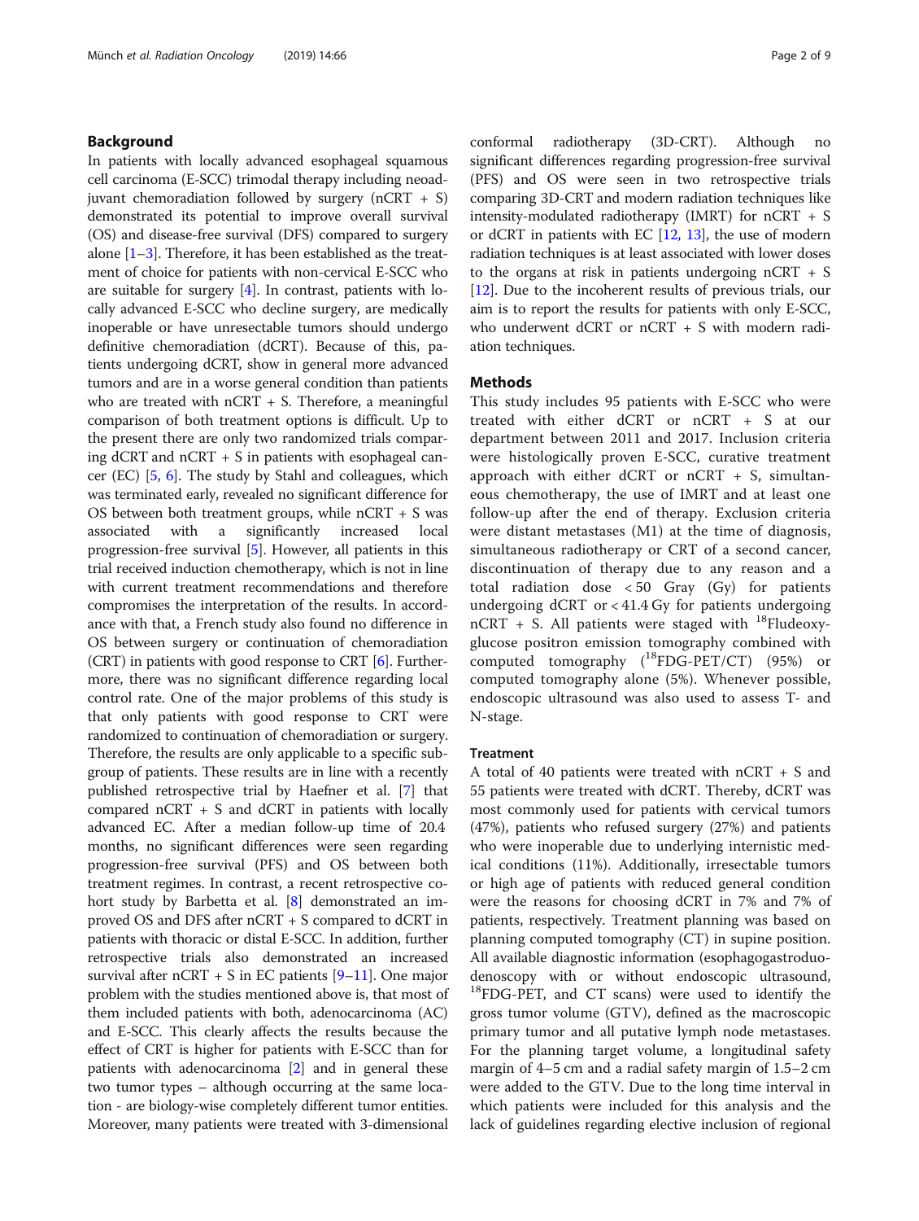## Background

In patients with locally advanced esophageal squamous cell carcinoma (E-SCC) trimodal therapy including neoadjuvant chemoradiation followed by surgery (nCRT + S) demonstrated its potential to improve overall survival (OS) and disease-free survival (DFS) compared to surgery alone [1–3]. Therefore, it has been established as the treatment of choice for patients with non-cervical E-SCC who are suitable for surgery [4]. In contrast, patients with locally advanced E-SCC who decline surgery, are medically inoperable or have unresectable tumors should undergo definitive chemoradiation (dCRT). Because of this, patients undergoing dCRT, show in general more advanced tumors and are in a worse general condition than patients who are treated with nCRT + S. Therefore, a meaningful comparison of both treatment options is difficult. Up to the present there are only two randomized trials comparing dCRT and nCRT + S in patients with esophageal cancer (EC) [5, 6]. The study by Stahl and colleagues, which was terminated early, revealed no significant difference for OS between both treatment groups, while nCRT + S was associated with a significantly increased local progression-free survival [5]. However, all patients in this trial received induction chemotherapy, which is not in line with current treatment recommendations and therefore compromises the interpretation of the results. In accordance with that, a French study also found no difference in OS between surgery or continuation of chemoradiation (CRT) in patients with good response to CRT [6]. Furthermore, there was no significant difference regarding local control rate. One of the major problems of this study is that only patients with good response to CRT were randomized to continuation of chemoradiation or surgery. Therefore, the results are only applicable to a specific subgroup of patients. These results are in line with a recently published retrospective trial by Haefner et al. [7] that compared nCRT + S and dCRT in patients with locally advanced EC. After a median follow-up time of 20.4 months, no significant differences were seen regarding progression-free survival (PFS) and OS between both treatment regimes. In contrast, a recent retrospective cohort study by Barbetta et al. [8] demonstrated an improved OS and DFS after nCRT + S compared to dCRT in patients with thoracic or distal E-SCC. In addition, further retrospective trials also demonstrated an increased survival after nCRT + S in EC patients [9–11]. One major problem with the studies mentioned above is, that most of them included patients with both, adenocarcinoma (AC) and E-SCC. This clearly affects the results because the effect of CRT is higher for patients with E-SCC than for patients with adenocarcinoma [2] and in general these two tumor types – although occurring at the same location - are biology-wise completely different tumor entities. Moreover, many patients were treated with 3-dimensional conformal radiotherapy (3D-CRT). Although no significant differences regarding progression-free survival (PFS) and OS were seen in two retrospective trials comparing 3D-CRT and modern radiation techniques like intensity-modulated radiotherapy (IMRT) for nCRT + S or dCRT in patients with EC [12, 13], the use of modern radiation techniques is at least associated with lower doses to the organs at risk in patients undergoing nCRT + S [12]. Due to the incoherent results of previous trials, our aim is to report the results for patients with only E-SCC, who underwent dCRT or nCRT + S with modern radiation techniques.

## Methods

This study includes 95 patients with E-SCC who were treated with either dCRT or nCRT + S at our department between 2011 and 2017. Inclusion criteria were histologically proven E-SCC, curative treatment approach with either dCRT or nCRT + S, simultaneous chemotherapy, the use of IMRT and at least one follow-up after the end of therapy. Exclusion criteria were distant metastases (M1) at the time of diagnosis, simultaneous radiotherapy or CRT of a second cancer, discontinuation of therapy due to any reason and a total radiation dose < 50 Gray (Gy) for patients undergoing dCRT or < 41.4 Gy for patients undergoing nCRT + S. All patients were staged with $^{18}$Fludeoxyglucose positron emission tomography combined with computed tomography ($^{18}$FDG-PET/CT) (95%) or computed tomography alone (5%). Whenever possible, endoscopic ultrasound was also used to assess T- and N-stage.

### Treatment

A total of 40 patients were treated with nCRT + S and 55 patients were treated with dCRT. Thereby, dCRT was most commonly used for patients with cervical tumors (47%), patients who refused surgery (27%) and patients who were inoperable due to underlying internistic medical conditions (11%). Additionally, irresectable tumors or high age of patients with reduced general condition were the reasons for choosing dCRT in 7% and 7% of patients, respectively. Treatment planning was based on planning computed tomography (CT) in supine position. All available diagnostic information (esophagogastroduodenoscopy with or without endoscopic ultrasound, $^{18}$FDG-PET, and CT scans) were used to identify the gross tumor volume (GTV), defined as the macroscopic primary tumor and all putative lymph node metastases. For the planning target volume, a longitudinal safety margin of 4–5 cm and a radial safety margin of 1.5–2 cm were added to the GTV. Due to the long time interval in which patients were included for this analysis and the lack of guidelines regarding elective inclusion of regional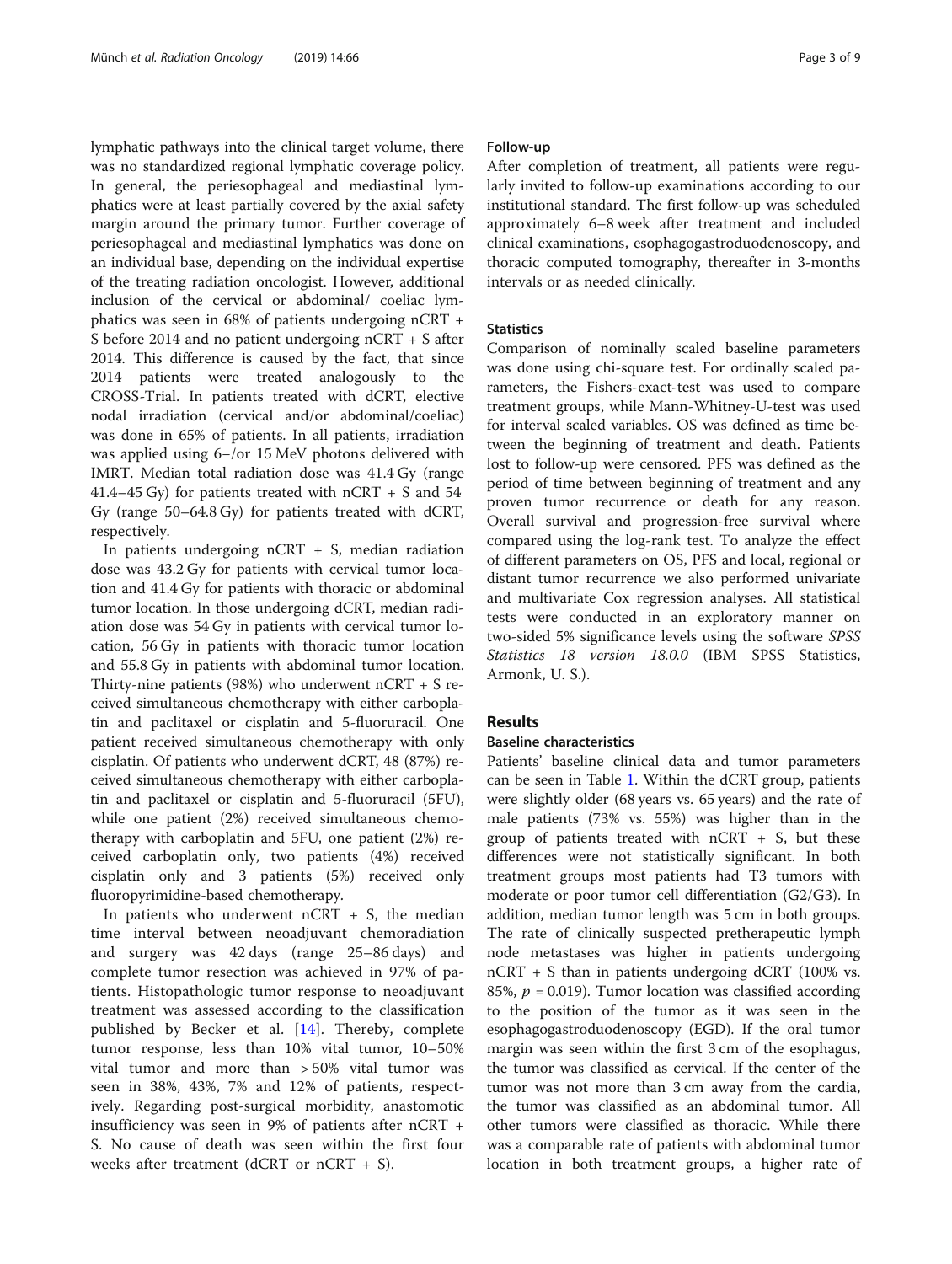lymphatic pathways into the clinical target volume, there was no standardized regional lymphatic coverage policy. In general, the periesophageal and mediastinal lymphatics were at least partially covered by the axial safety margin around the primary tumor. Further coverage of periesophageal and mediastinal lymphatics was done on an individual base, depending on the individual expertise of the treating radiation oncologist. However, additional inclusion of the cervical or abdominal/ coeliac lymphatics was seen in 68% of patients undergoing nCRT + S before 2014 and no patient undergoing nCRT + S after 2014. This difference is caused by the fact, that since 2014 patients were treated analogously to the CROSS-Trial. In patients treated with dCRT, elective nodal irradiation (cervical and/or abdominal/coeliac) was done in 65% of patients. In all patients, irradiation was applied using 6–/or 15 MeV photons delivered with IMRT. Median total radiation dose was 41.4 Gy (range 41.4–45 Gy) for patients treated with nCRT + S and 54 Gy (range 50–64.8 Gy) for patients treated with dCRT, respectively.

In patients undergoing nCRT + S, median radiation dose was 43.2 Gy for patients with cervical tumor location and 41.4 Gy for patients with thoracic or abdominal tumor location. In those undergoing dCRT, median radiation dose was 54 Gy in patients with cervical tumor location, 56 Gy in patients with thoracic tumor location and 55.8 Gy in patients with abdominal tumor location. Thirty-nine patients (98%) who underwent nCRT + S received simultaneous chemotherapy with either carboplatin and paclitaxel or cisplatin and 5-fluoruracil. One patient received simultaneous chemotherapy with only cisplatin. Of patients who underwent dCRT, 48 (87%) received simultaneous chemotherapy with either carboplatin and paclitaxel or cisplatin and 5-fluoruracil (5FU), while one patient (2%) received simultaneous chemotherapy with carboplatin and 5FU, one patient (2%) received carboplatin only, two patients (4%) received cisplatin only and 3 patients (5%) received only fluoropyrimidine-based chemotherapy.

In patients who underwent nCRT + S, the median time interval between neoadjuvant chemoradiation and surgery was 42 days (range 25–86 days) and complete tumor resection was achieved in 97% of patients. Histopathologic tumor response to neoadjuvant treatment was assessed according to the classification published by Becker et al. [14]. Thereby, complete tumor response, less than 10% vital tumor, 10–50% vital tumor and more than > 50% vital tumor was seen in 38%, 43%, 7% and 12% of patients, respectively. Regarding post-surgical morbidity, anastomotic insufficiency was seen in 9% of patients after nCRT + S. No cause of death was seen within the first four weeks after treatment (dCRT or nCRT + S).

### Follow-up

After completion of treatment, all patients were regularly invited to follow-up examinations according to our institutional standard. The first follow-up was scheduled approximately 6–8 week after treatment and included clinical examinations, esophagogastroduodenoscopy, and thoracic computed tomography, thereafter in 3-months intervals or as needed clinically.

### Statistics

Comparison of nominally scaled baseline parameters was done using chi-square test. For ordinally scaled parameters, the Fishers-exact-test was used to compare treatment groups, while Mann-Whitney-U-test was used for interval scaled variables. OS was defined as time between the beginning of treatment and death. Patients lost to follow-up were censored. PFS was defined as the period of time between beginning of treatment and any proven tumor recurrence or death for any reason. Overall survival and progression-free survival where compared using the log-rank test. To analyze the effect of different parameters on OS, PFS and local, regional or distant tumor recurrence we also performed univariate and multivariate Cox regression analyses. All statistical tests were conducted in an exploratory manner on two-sided 5% significance levels using the software *SPSS Statistics 18 version 18.0.0* (IBM SPSS Statistics, Armonk, U. S.).

## Results

### Baseline characteristics

Patients' baseline clinical data and tumor parameters can be seen in Table 1. Within the dCRT group, patients were slightly older (68 years vs. 65 years) and the rate of male patients (73% vs. 55%) was higher than in the group of patients treated with nCRT + S, but these differences were not statistically significant. In both treatment groups most patients had T3 tumors with moderate or poor tumor cell differentiation (G2/G3). In addition, median tumor length was 5 cm in both groups. The rate of clinically suspected pretherapeutic lymph node metastases was higher in patients undergoing nCRT + S than in patients undergoing dCRT (100% vs. 85%, $p = 0.019$). Tumor location was classified according to the position of the tumor as it was seen in the esophagogastroduodenoscopy (EGD). If the oral tumor margin was seen within the first 3 cm of the esophagus, the tumor was classified as cervical. If the center of the tumor was not more than 3 cm away from the cardia, the tumor was classified as an abdominal tumor. All other tumors were classified as thoracic. While there was a comparable rate of patients with abdominal tumor location in both treatment groups, a higher rate of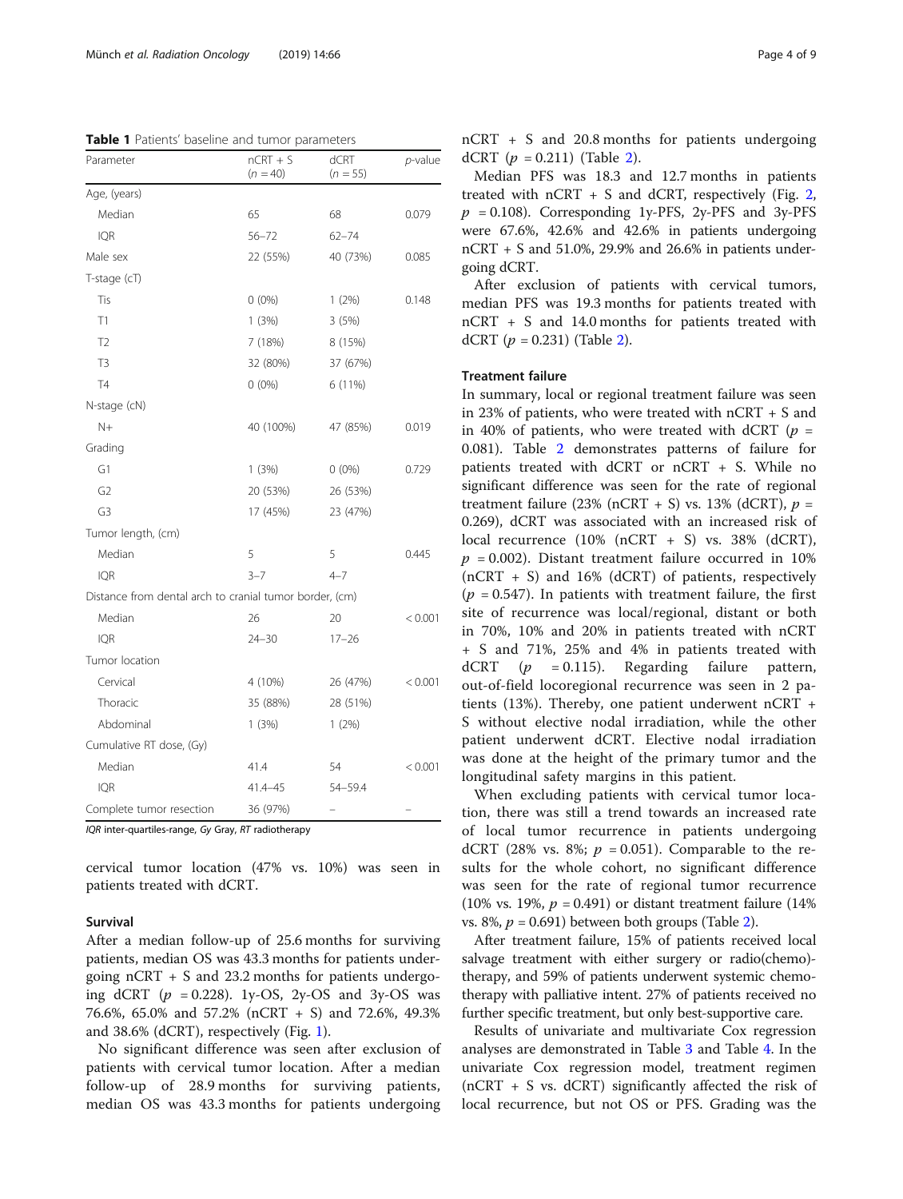**Table 1** Patients' baseline and tumor parameters

| Parameter | nCRT + S (n = 40) | dCRT (n = 55) | p-value |
|---|---|---|---|
| Age, (years) | | | |
| Median | 65 | 68 | 0.079 |
| IQR | 56–72 | 62–74 | |
| Male sex | 22 (55%) | 40 (73%) | 0.085 |
| T-stage (cT) | | | |
| Tis | 0 (0%) | 1 (2%) | 0.148 |
| T1 | 1 (3%) | 3 (5%) | |
| T2 | 7 (18%) | 8 (15%) | |
| T3 | 32 (80%) | 37 (67%) | |
| T4 | 0 (0%) | 6 (11%) | |
| N-stage (cN) | | | |
| N+ | 40 (100%) | 47 (85%) | 0.019 |
| Grading | | | |
| G1 | 1 (3%) | 0 (0%) | 0.729 |
| G2 | 20 (53%) | 26 (53%) | |
| G3 | 17 (45%) | 23 (47%) | |
| Tumor length, (cm) | | | |
| Median | 5 | 5 | 0.445 |
| IQR | 3–7 | 4–7 | |
| Distance from dental arch to cranial tumor border, (cm) | | | |
| Median | 26 | 20 | < 0.001 |
| IQR | 24–30 | 17–26 | |
| Tumor location | | | |
| Cervical | 4 (10%) | 26 (47%) | < 0.001 |
| Thoracic | 35 (88%) | 28 (51%) | |
| Abdominal | 1 (3%) | 1 (2%) | |
| Cumulative RT dose, (Gy) | | | |
| Median | 41.4 | 54 | < 0.001 |
| IQR | 41.4–45 | 54–59.4 | |
| Complete tumor resection | 36 (97%) | – | – |

*IQR* inter-quartiles-range, *Gy* Gray, *RT* radiotherapy

cervical tumor location (47% vs. 10%) was seen in patients treated with dCRT.

### Survival

After a median follow-up of 25.6 months for surviving patients, median OS was 43.3 months for patients undergoing nCRT + S and 23.2 months for patients undergoing dCRT ($p = 0.228$). 1y-OS, 2y-OS and 3y-OS was 76.6%, 65.0% and 57.2% (nCRT + S) and 72.6%, 49.3% and 38.6% (dCRT), respectively (Fig. 1).

No significant difference was seen after exclusion of patients with cervical tumor location. After a median follow-up of 28.9 months for surviving patients, median OS was 43.3 months for patients undergoing nCRT + S and 20.8 months for patients undergoing dCRT ($p = 0.211$) (Table 2).

Median PFS was 18.3 and 12.7 months in patients treated with nCRT + S and dCRT, respectively (Fig. 2, $p = 0.108$). Corresponding 1y-PFS, 2y-PFS and 3y-PFS were 67.6%, 42.6% and 42.6% in patients undergoing nCRT + S and 51.0%, 29.9% and 26.6% in patients undergoing dCRT.

After exclusion of patients with cervical tumors, median PFS was 19.3 months for patients treated with nCRT + S and 14.0 months for patients treated with dCRT ($p = 0.231$) (Table 2).

### Treatment failure

In summary, local or regional treatment failure was seen in 23% of patients, who were treated with nCRT + S and in 40% of patients, who were treated with dCRT ($p = 0.081$). Table 2 demonstrates patterns of failure for patients treated with dCRT or nCRT + S. While no significant difference was seen for the rate of regional treatment failure (23% (nCRT + S) vs. 13% (dCRT), $p = 0.269$), dCRT was associated with an increased risk of local recurrence (10% (nCRT + S) vs. 38% (dCRT), $p = 0.002$). Distant treatment failure occurred in 10% (nCRT + S) and 16% (dCRT) of patients, respectively ($p = 0.547$). In patients with treatment failure, the first site of recurrence was local/regional, distant or both in 70%, 10% and 20% in patients treated with nCRT + S and 71%, 25% and 4% in patients treated with dCRT ($p = 0.115$). Regarding failure pattern, out-of-field locoregional recurrence was seen in 2 patients (13%). Thereby, one patient underwent nCRT + S without elective nodal irradiation, while the other patient underwent dCRT. Elective nodal irradiation was done at the height of the primary tumor and the longitudinal safety margins in this patient.

When excluding patients with cervical tumor location, there was still a trend towards an increased rate of local tumor recurrence in patients undergoing dCRT (28% vs. 8%; $p = 0.051$). Comparable to the results for the whole cohort, no significant difference was seen for the rate of regional tumor recurrence (10% vs. 19%, $p = 0.491$) or distant treatment failure (14% vs. 8%, $p = 0.691$) between both groups (Table 2).

After treatment failure, 15% of patients received local salvage treatment with either surgery or radio(chemo)-therapy, and 59% of patients underwent systemic chemotherapy with palliative intent. 27% of patients received no further specific treatment, but only best-supportive care.

Results of univariate and multivariate Cox regression analyses are demonstrated in Table 3 and Table 4. In the univariate Cox regression model, treatment regimen (nCRT + S vs. dCRT) significantly affected the risk of local recurrence, but not OS or PFS. Grading was the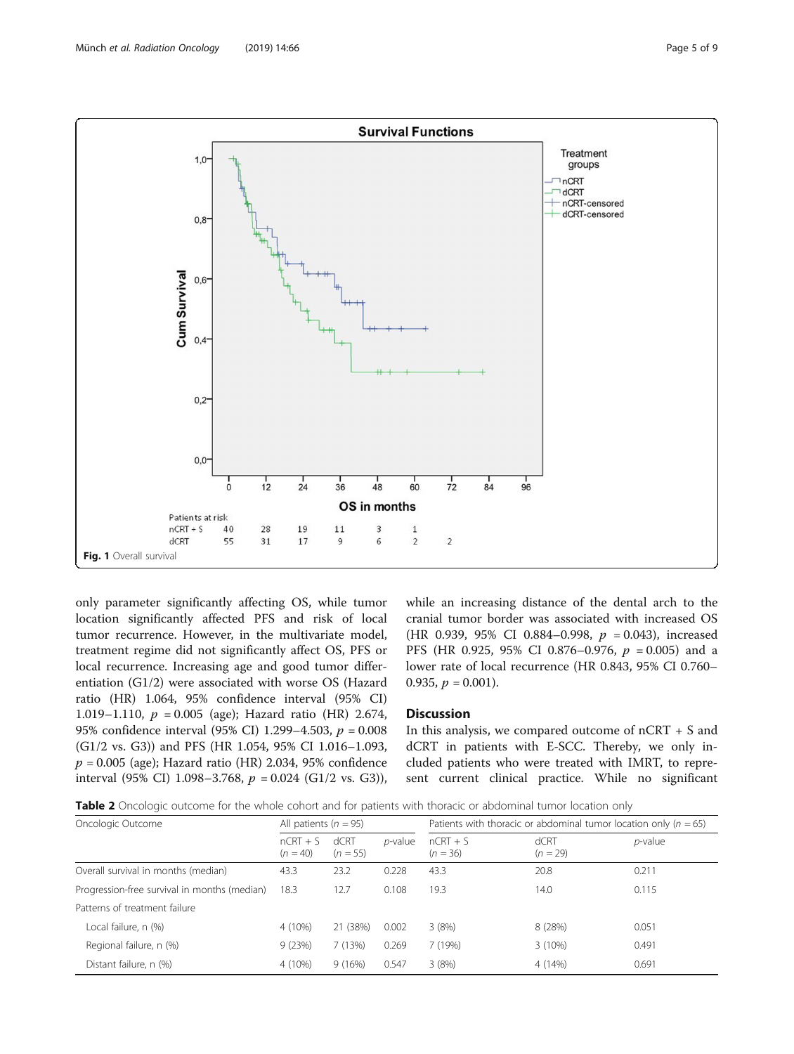Fig. 1 Overall survival

only parameter significantly affecting OS, while tumor location significantly affected PFS and risk of local tumor recurrence. However, in the multivariate model, treatment regime did not significantly affect OS, PFS or local recurrence. Increasing age and good tumor differentiation (G1/2) were associated with worse OS (Hazard ratio (HR) 1.064, 95% confidence interval (95% CI) 1.019–1.110, $p = 0.005$ (age); Hazard ratio (HR) 2.674, 95% confidence interval (95% CI) 1.299–4.503, $p = 0.008$ (G1/2 vs. G3)) and PFS (HR 1.054, 95% CI 1.016–1.093, $p = 0.005$ (age); Hazard ratio (HR) 2.034, 95% confidence interval (95% CI) 1.098–3.768, $p = 0.024$ (G1/2 vs. G3)), while an increasing distance of the dental arch to the cranial tumor border was associated with increased OS (HR 0.939, 95% CI 0.884–0.998, $p = 0.043$), increased PFS (HR 0.925, 95% CI 0.876–0.976, $p = 0.005$) and a lower rate of local recurrence (HR 0.843, 95% CI 0.760–0.935, $p = 0.001$).

## Discussion

In this analysis, we compared outcome of nCRT + S and dCRT in patients with E-SCC. Thereby, we only included patients who were treated with IMRT, to represent current clinical practice. While no significant

**Table 2** Oncologic outcome for the whole cohort and for patients with thoracic or abdominal tumor location only

| Oncologic Outcome | All patients ($n = 95$) | | | Patients with thoracic or abdominal tumor location only ($n = 65$) | | |
|---|---|---|---|---|---|---|
| | nCRT + S ($n = 40$) | dCRT ($n = 55$) | *p*-value | nCRT + S ($n = 36$) | dCRT ($n = 29$) | *p*-value |
| Overall survival in months (median) | 43.3 | 23.2 | 0.228 | 43.3 | 20.8 | 0.211 |
| Progression-free survival in months (median) | 18.3 | 12.7 | 0.108 | 19.3 | 14.0 | 0.115 |
| Patterns of treatment failure | | | | | | |
| Local failure, n (%) | 4 (10%) | 21 (38%) | 0.002 | 3 (8%) | 8 (28%) | 0.051 |
| Regional failure, n (%) | 9 (23%) | 7 (13%) | 0.269 | 7 (19%) | 3 (10%) | 0.491 |
| Distant failure, n (%) | 4 (10%) | 9 (16%) | 0.547 | 3 (8%) | 4 (14%) | 0.691 |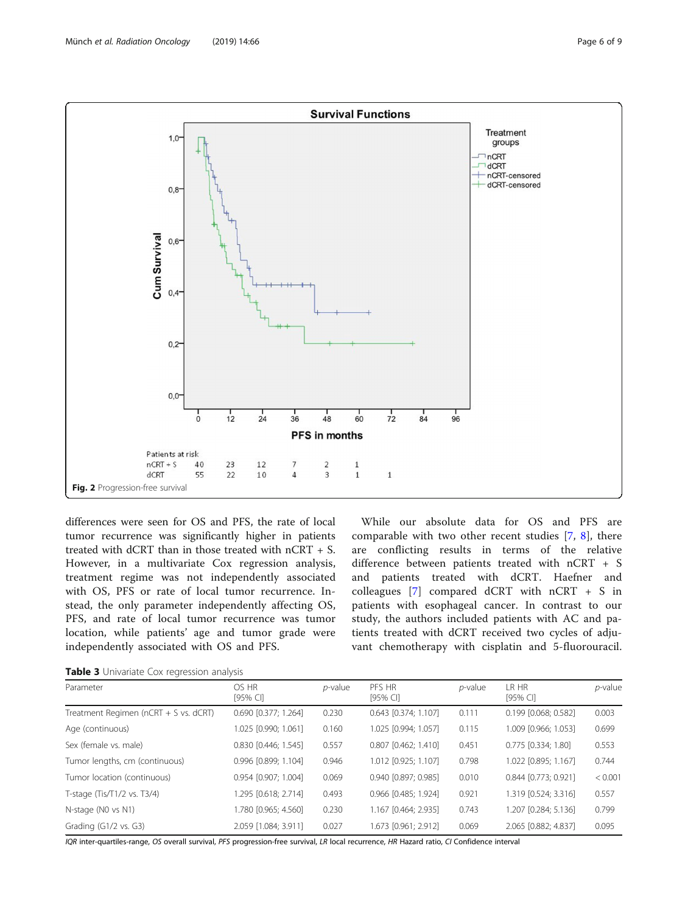Fig. 2 Progression-free survival

differences were seen for OS and PFS, the rate of local tumor recurrence was significantly higher in patients treated with dCRT than in those treated with nCRT + S. However, in a multivariate Cox regression analysis, treatment regime was not independently associated with OS, PFS or rate of local tumor recurrence. Instead, the only parameter independently affecting OS, PFS, and rate of local tumor recurrence was tumor location, while patients' age and tumor grade were independently associated with OS and PFS.

While our absolute data for OS and PFS are comparable with two other recent studies [7, 8], there are conflicting results in terms of the relative difference between patients treated with nCRT + S and patients treated with dCRT. Haefner and colleagues [7] compared dCRT with nCRT + S in patients with esophageal cancer. In contrast to our study, the authors included patients with AC and patients treated with dCRT received two cycles of adjuvant chemotherapy with cisplatin and 5-fluorouracil.

**Table 3** Univariate Cox regression analysis

| Parameter | OS HR [95% CI] | *p*-value | PFS HR [95% CI] | *p*-value | LR HR [95% CI] | *p*-value |
|---|---|---|---|---|---|---|
| Treatment Regimen (nCRT + S vs. dCRT) | 0.690 [0.377; 1.264] | 0.230 | 0.643 [0.374; 1.107] | 0.111 | 0.199 [0.068; 0.582] | 0.003 |
| Age (continuous) | 1.025 [0.990; 1.061] | 0.160 | 1.025 [0.994; 1.057] | 0.115 | 1.009 [0.966; 1.053] | 0.699 |
| Sex (female vs. male) | 0.830 [0.446; 1.545] | 0.557 | 0.807 [0.462; 1.410] | 0.451 | 0.775 [0.334; 1.80] | 0.553 |
| Tumor lengths, cm (continuous) | 0.996 [0.899; 1.104] | 0.946 | 1.012 [0.925; 1.107] | 0.798 | 1.022 [0.895; 1.167] | 0.744 |
| Tumor location (continuous) | 0.954 [0.907; 1.004] | 0.069 | 0.940 [0.897; 0.985] | 0.010 | 0.844 [0.773; 0.921] | < 0.001 |
| T-stage (Tis/T1/2 vs. T3/4) | 1.295 [0.618; 2.714] | 0.493 | 0.966 [0.485; 1.924] | 0.921 | 1.319 [0.524; 3.316] | 0.557 |
| N-stage (N0 vs N1) | 1.780 [0.965; 4.560] | 0.230 | 1.167 [0.464; 2.935] | 0.743 | 1.207 [0.284; 5.136] | 0.799 |
| Grading (G1/2 vs. G3) | 2.059 [1.084; 3.911] | 0.027 | 1.673 [0.961; 2.912] | 0.069 | 2.065 [0.882; 4.837] | 0.095 |

*IQR* inter-quartiles-range, *OS* overall survival, *PFS* progression-free survival, *LR* local recurrence, *HR* Hazard ratio, *CI* Confidence interval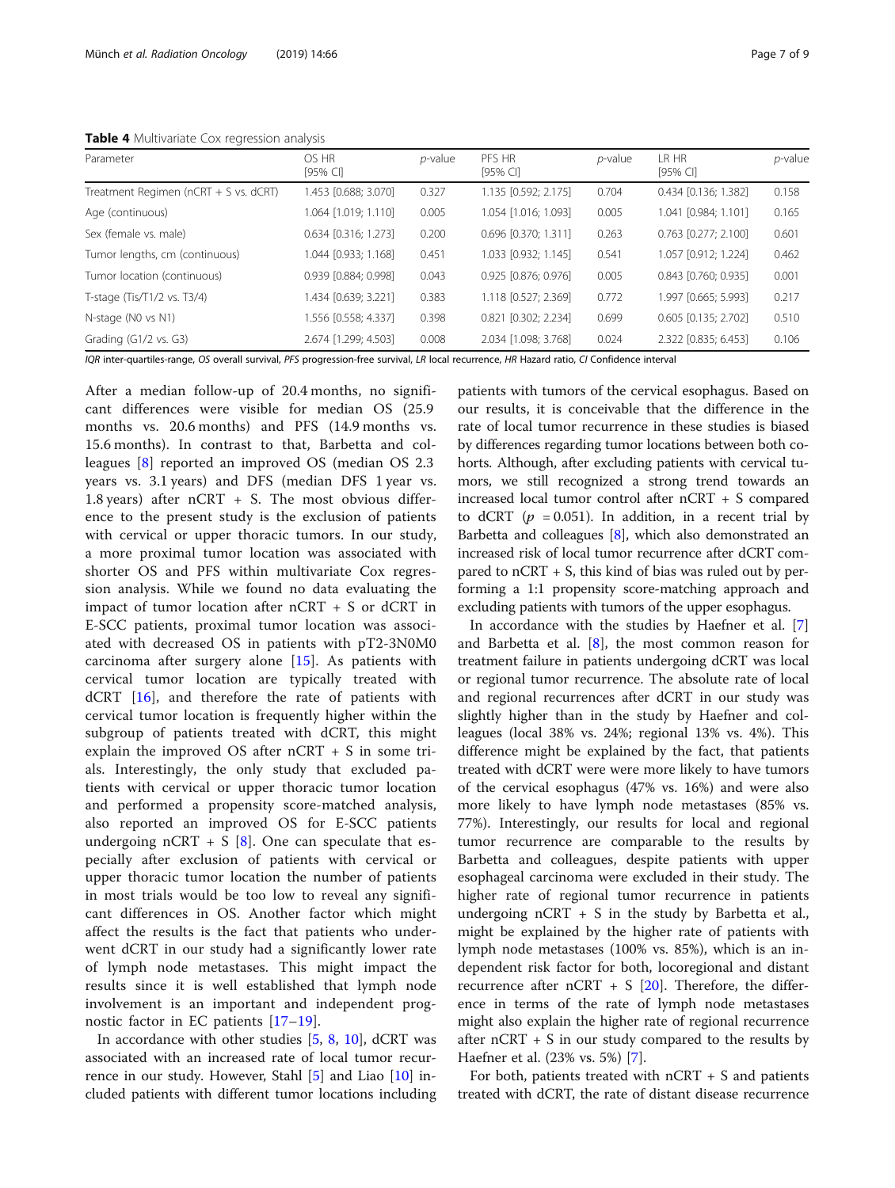**Table 4** Multivariate Cox regression analysis

| Parameter | OS HR [95% CI] | *p*-value | PFS HR [95% CI] | *p*-value | LR HR [95% CI] | *p*-value |
|---|---|---|---|---|---|---|
| Treatment Regimen (nCRT + S vs. dCRT) | 1.453 [0.688; 3.070] | 0.327 | 1.135 [0.592; 2.175] | 0.704 | 0.434 [0.136; 1.382] | 0.158 |
| Age (continuous) | 1.064 [1.019; 1.110] | 0.005 | 1.054 [1.016; 1.093] | 0.005 | 1.041 [0.984; 1.101] | 0.165 |
| Sex (female vs. male) | 0.634 [0.316; 1.273] | 0.200 | 0.696 [0.370; 1.311] | 0.263 | 0.763 [0.277; 2.100] | 0.601 |
| Tumor lengths, cm (continuous) | 1.044 [0.933; 1.168] | 0.451 | 1.033 [0.932; 1.145] | 0.541 | 1.057 [0.912; 1.224] | 0.462 |
| Tumor location (continuous) | 0.939 [0.884; 0.998] | 0.043 | 0.925 [0.876; 0.976] | 0.005 | 0.843 [0.760; 0.935] | 0.001 |
| T-stage (Tis/T1/2 vs. T3/4) | 1.434 [0.639; 3.221] | 0.383 | 1.118 [0.527; 2.369] | 0.772 | 1.997 [0.665; 5.993] | 0.217 |
| N-stage (N0 vs N1) | 1.556 [0.558; 4.337] | 0.398 | 0.821 [0.302; 2.234] | 0.699 | 0.605 [0.135; 2.702] | 0.510 |
| Grading (G1/2 vs. G3) | 2.674 [1.299; 4.503] | 0.008 | 2.034 [1.098; 3.768] | 0.024 | 2.322 [0.835; 6.453] | 0.106 |

*IQR* inter-quartiles-range, *OS* overall survival, *PFS* progression-free survival, *LR* local recurrence, *HR* Hazard ratio, *CI* Confidence interval

After a median follow-up of 20.4 months, no significant differences were visible for median OS (25.9 months vs. 20.6 months) and PFS (14.9 months vs. 15.6 months). In contrast to that, Barbetta and colleagues [8] reported an improved OS (median OS 2.3 years vs. 3.1 years) and DFS (median DFS 1 year vs. 1.8 years) after nCRT + S. The most obvious difference to the present study is the exclusion of patients with cervical or upper thoracic tumors. In our study, a more proximal tumor location was associated with shorter OS and PFS within multivariate Cox regression analysis. While we found no data evaluating the impact of tumor location after nCRT + S or dCRT in E-SCC patients, proximal tumor location was associated with decreased OS in patients with pT2-3N0M0 carcinoma after surgery alone [15]. As patients with cervical tumor location are typically treated with dCRT [16], and therefore the rate of patients with cervical tumor location is frequently higher within the subgroup of patients treated with dCRT, this might explain the improved OS after nCRT + S in some trials. Interestingly, the only study that excluded patients with cervical or upper thoracic tumor location and performed a propensity score-matched analysis, also reported an improved OS for E-SCC patients undergoing nCRT + S [8]. One can speculate that especially after exclusion of patients with cervical or upper thoracic tumor location the number of patients in most trials would be too low to reveal any significant differences in OS. Another factor which might affect the results is the fact that patients who underwent dCRT in our study had a significantly lower rate of lymph node metastases. This might impact the results since it is well established that lymph node involvement is an important and independent prognostic factor in EC patients [17–19].

In accordance with other studies [5, 8, 10], dCRT was associated with an increased rate of local tumor recurrence in our study. However, Stahl [5] and Liao [10] included patients with different tumor locations including patients with tumors of the cervical esophagus. Based on our results, it is conceivable that the difference in the rate of local tumor recurrence in these studies is biased by differences regarding tumor locations between both cohorts. Although, after excluding patients with cervical tumors, we still recognized a strong trend towards an increased local tumor control after nCRT + S compared to dCRT ($p$ = 0.051). In addition, in a recent trial by Barbetta and colleagues [8], which also demonstrated an increased risk of local tumor recurrence after dCRT compared to nCRT + S, this kind of bias was ruled out by performing a 1:1 propensity score-matching approach and excluding patients with tumors of the upper esophagus.

In accordance with the studies by Haefner et al. [7] and Barbetta et al. [8], the most common reason for treatment failure in patients undergoing dCRT was local or regional tumor recurrence. The absolute rate of local and regional recurrences after dCRT in our study was slightly higher than in the study by Haefner and colleagues (local 38% vs. 24%; regional 13% vs. 4%). This difference might be explained by the fact, that patients treated with dCRT were were more likely to have tumors of the cervical esophagus (47% vs. 16%) and were also more likely to have lymph node metastases (85% vs. 77%). Interestingly, our results for local and regional tumor recurrence are comparable to the results by Barbetta and colleagues, despite patients with upper esophageal carcinoma were excluded in their study. The higher rate of regional tumor recurrence in patients undergoing nCRT + S in the study by Barbetta et al., might be explained by the higher rate of patients with lymph node metastases (100% vs. 85%), which is an independent risk factor for both, locoregional and distant recurrence after nCRT + S [20]. Therefore, the difference in terms of the rate of lymph node metastases might also explain the higher rate of regional recurrence after nCRT + S in our study compared to the results by Haefner et al. (23% vs. 5%) [7].

For both, patients treated with nCRT + S and patients treated with dCRT, the rate of distant disease recurrence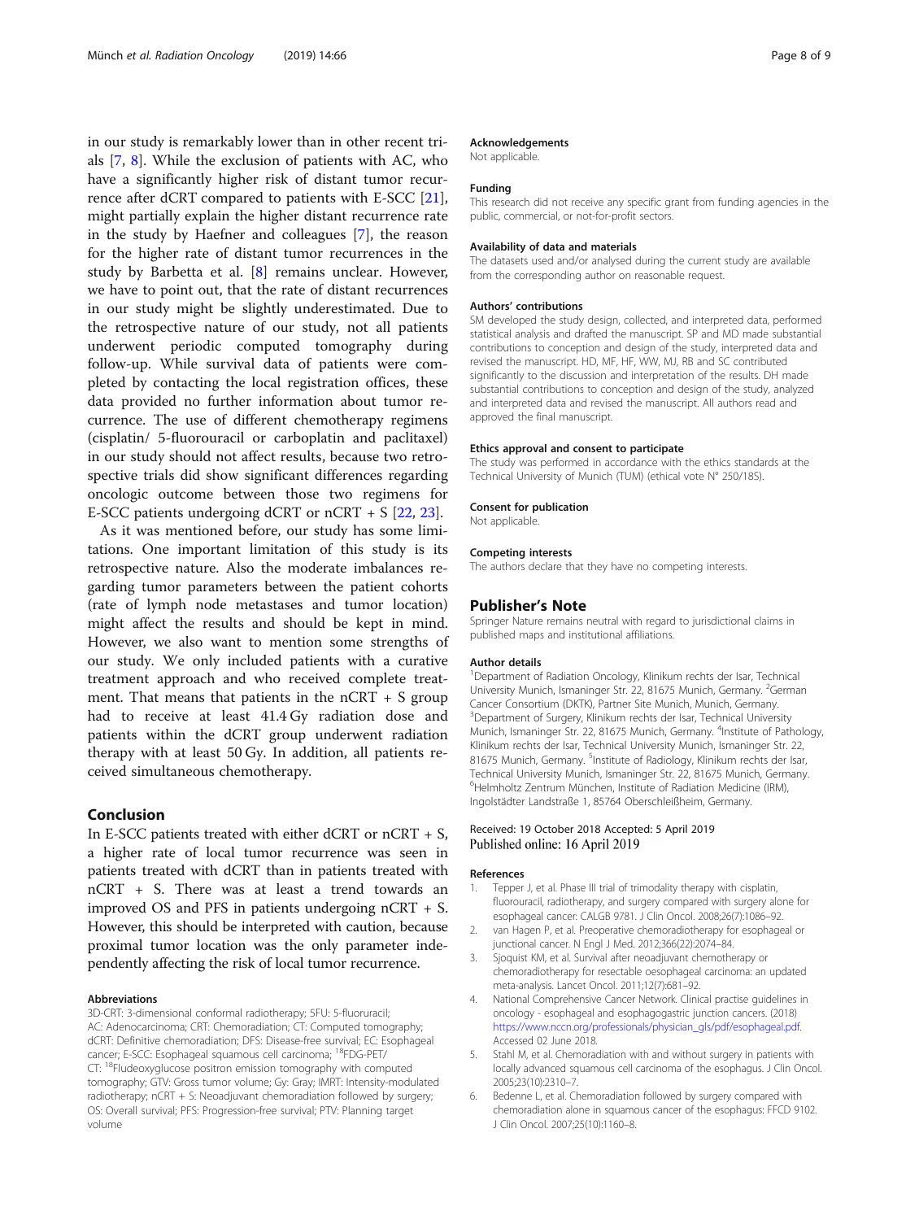in our study is remarkably lower than in other recent trials [7, 8]. While the exclusion of patients with AC, who have a significantly higher risk of distant tumor recurrence after dCRT compared to patients with E-SCC [21], might partially explain the higher distant recurrence rate in the study by Haefner and colleagues [7], the reason for the higher rate of distant tumor recurrences in the study by Barbetta et al. [8] remains unclear. However, we have to point out, that the rate of distant recurrences in our study might be slightly underestimated. Due to the retrospective nature of our study, not all patients underwent periodic computed tomography during follow-up. While survival data of patients were completed by contacting the local registration offices, these data provided no further information about tumor recurrence. The use of different chemotherapy regimens (cisplatin/ 5-fluorouracil or carboplatin and paclitaxel) in our study should not affect results, because two retrospective trials did show significant differences regarding oncologic outcome between those two regimens for E-SCC patients undergoing dCRT or nCRT + S [22, 23].

As it was mentioned before, our study has some limitations. One important limitation of this study is its retrospective nature. Also the moderate imbalances regarding tumor parameters between the patient cohorts (rate of lymph node metastases and tumor location) might affect the results and should be kept in mind. However, we also want to mention some strengths of our study. We only included patients with a curative treatment approach and who received complete treatment. That means that patients in the nCRT + S group had to receive at least 41.4 Gy radiation dose and patients within the dCRT group underwent radiation therapy with at least 50 Gy. In addition, all patients received simultaneous chemotherapy.

## Conclusion

In E-SCC patients treated with either dCRT or nCRT + S, a higher rate of local tumor recurrence was seen in patients treated with dCRT than in patients treated with nCRT + S. There was at least a trend towards an improved OS and PFS in patients undergoing nCRT + S. However, this should be interpreted with caution, because proximal tumor location was the only parameter independently affecting the risk of local tumor recurrence.

#### Abbreviations

3D-CRT: 3-dimensional conformal radiotherapy; 5FU: 5-fluoruracil; AC: Adenocarcinoma; CRT: Chemoradiation; CT: Computed tomography; dCRT: Definitive chemoradiation; DFS: Disease-free survival; EC: Esophageal cancer; E-SCC: Esophageal squamous cell carcinoma; [18]FDG-PET/CT: [18]Fludeoxyglucose positron emission tomography with computed tomography; GTV: Gross tumor volume; Gy: Gray; IMRT: Intensity-modulated radiotherapy; nCRT + S: Neoadjuvant chemoradiation followed by surgery; OS: Overall survival; PFS: Progression-free survival; PTV: Planning target volume

#### Acknowledgements

Not applicable.

#### Funding

This research did not receive any specific grant from funding agencies in the public, commercial, or not-for-profit sectors.

#### Availability of data and materials

The datasets used and/or analysed during the current study are available from the corresponding author on reasonable request.

#### Authors' contributions

SM developed the study design, collected, and interpreted data, performed statistical analysis and drafted the manuscript. SP and MD made substantial contributions to conception and design of the study, interpreted data and revised the manuscript. HD, MF, HF, WW, MJ, RB and SC contributed significantly to the discussion and interpretation of the results. DH made substantial contributions to conception and design of the study, analyzed and interpreted data and revised the manuscript. All authors read and approved the final manuscript.

#### Ethics approval and consent to participate

The study was performed in accordance with the ethics standards at the Technical University of Munich (TUM) (ethical vote N° 250/18S).

#### Consent for publication

Not applicable.

#### Competing interests

The authors declare that they have no competing interests.

## Publisher's Note

Springer Nature remains neutral with regard to jurisdictional claims in published maps and institutional affiliations.

#### Author details

[1]Department of Radiation Oncology, Klinikum rechts der Isar, Technical University Munich, Ismaninger Str. 22, 81675 Munich, Germany. [2]German Cancer Consortium (DKTK), Partner Site Munich, Munich, Germany. [3]Department of Surgery, Klinikum rechts der Isar, Technical University Munich, Ismaninger Str. 22, 81675 Munich, Germany. [4]Institute of Pathology, Klinikum rechts der Isar, Technical University Munich, Ismaninger Str. 22, 81675 Munich, Germany. [5]Institute of Radiology, Klinikum rechts der Isar, Technical University Munich, Ismaninger Str. 22, 81675 Munich, Germany. [6]Helmholtz Zentrum München, Institute of Radiation Medicine (IRM), Ingolstädter Landstraße 1, 85764 Oberschleißheim, Germany.

Received: 19 October 2018 Accepted: 5 April 2019
Published online: 16 April 2019

#### References

1. Tepper J, et al. Phase III trial of trimodality therapy with cisplatin, fluorouracil, radiotherapy, and surgery compared with surgery alone for esophageal cancer: CALGB 9781. J Clin Oncol. 2008;26(7):1086–92.
2. van Hagen P, et al. Preoperative chemoradiotherapy for esophageal or junctional cancer. N Engl J Med. 2012;366(22):2074–84.
3. Sjoquist KM, et al. Survival after neoadjuvant chemotherapy or chemoradiotherapy for resectable oesophageal carcinoma: an updated meta-analysis. Lancet Oncol. 2011;12(7):681–92.
4. National Comprehensive Cancer Network. Clinical practise guidelines in oncology - esophageal and esophagogastric junction cancers. (2018) https://www.nccn.org/professionals/physician_gls/pdf/esophageal.pdf. Accessed 02 June 2018.
5. Stahl M, et al. Chemoradiation with and without surgery in patients with locally advanced squamous cell carcinoma of the esophagus. J Clin Oncol. 2005;23(10):2310–7.
6. Bedenne L, et al. Chemoradiation followed by surgery compared with chemoradiation alone in squamous cancer of the esophagus: FFCD 9102. J Clin Oncol. 2007;25(10):1160–8.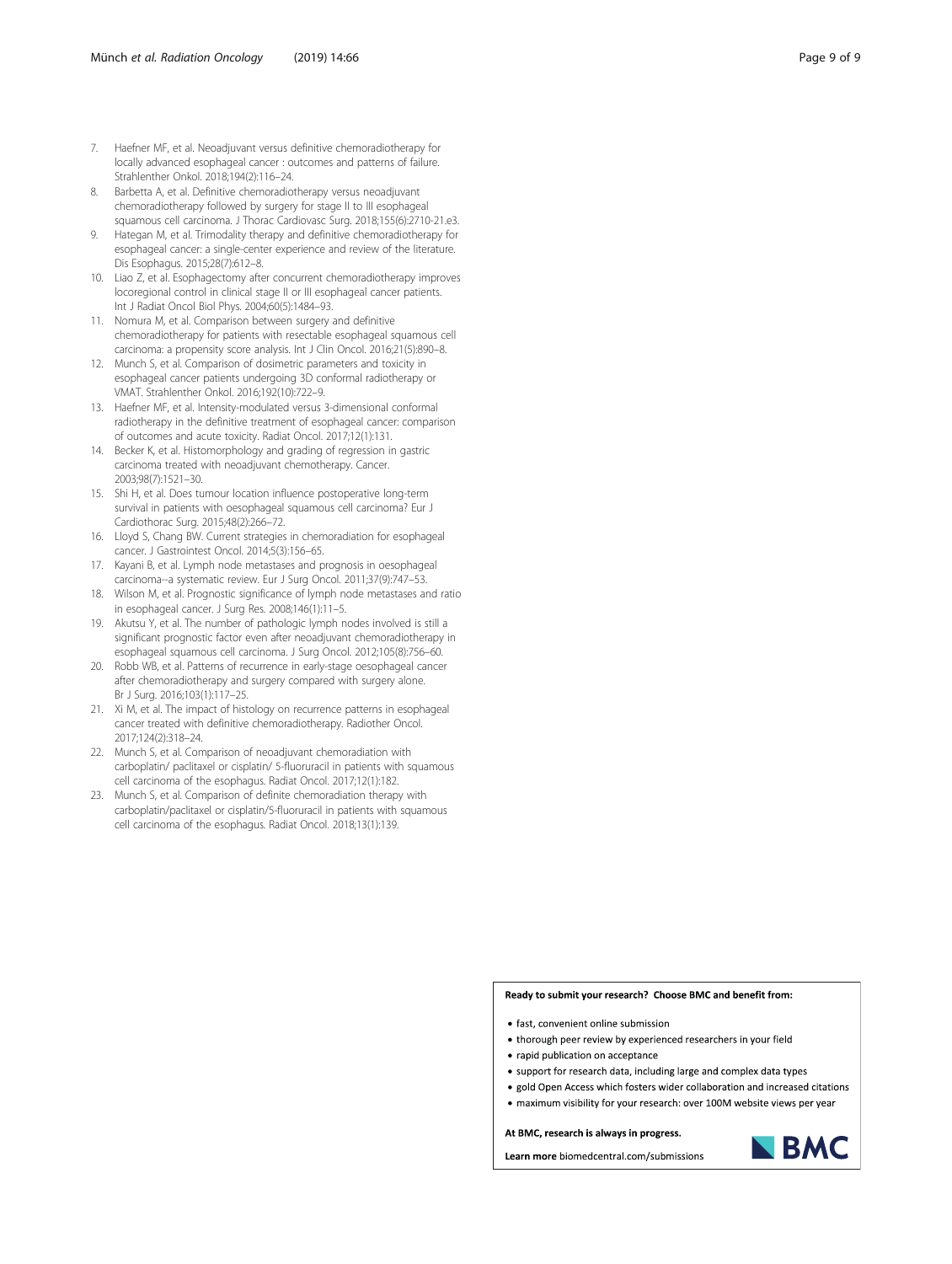7. Haefner MF, et al. Neoadjuvant versus definitive chemoradiotherapy for locally advanced esophageal cancer : outcomes and patterns of failure. Strahlenther Onkol. 2018;194(2):116–24.
8. Barbetta A, et al. Definitive chemoradiotherapy versus neoadjuvant chemoradiotherapy followed by surgery for stage II to III esophageal squamous cell carcinoma. J Thorac Cardiovasc Surg. 2018;155(6):2710-21.e3.
9. Hategan M, et al. Trimodality therapy and definitive chemoradiotherapy for esophageal cancer: a single-center experience and review of the literature. Dis Esophagus. 2015;28(7):612–8.
10. Liao Z, et al. Esophagectomy after concurrent chemoradiotherapy improves locoregional control in clinical stage II or III esophageal cancer patients. Int J Radiat Oncol Biol Phys. 2004;60(5):1484–93.
11. Nomura M, et al. Comparison between surgery and definitive chemoradiotherapy for patients with resectable esophageal squamous cell carcinoma: a propensity score analysis. Int J Clin Oncol. 2016;21(5):890–8.
12. Munch S, et al. Comparison of dosimetric parameters and toxicity in esophageal cancer patients undergoing 3D conformal radiotherapy or VMAT. Strahlenther Onkol. 2016;192(10):722–9.
13. Haefner MF, et al. Intensity-modulated versus 3-dimensional conformal radiotherapy in the definitive treatment of esophageal cancer: comparison of outcomes and acute toxicity. Radiat Oncol. 2017;12(1):131.
14. Becker K, et al. Histomorphology and grading of regression in gastric carcinoma treated with neoadjuvant chemotherapy. Cancer. 2003;98(7):1521–30.
15. Shi H, et al. Does tumour location influence postoperative long-term survival in patients with oesophageal squamous cell carcinoma? Eur J Cardiothorac Surg. 2015;48(2):266–72.
16. Lloyd S, Chang BW. Current strategies in chemoradiation for esophageal cancer. J Gastrointest Oncol. 2014;5(3):156–65.
17. Kayani B, et al. Lymph node metastases and prognosis in oesophageal carcinoma--a systematic review. Eur J Surg Oncol. 2011;37(9):747–53.
18. Wilson M, et al. Prognostic significance of lymph node metastases and ratio in esophageal cancer. J Surg Res. 2008;146(1):11–5.
19. Akutsu Y, et al. The number of pathologic lymph nodes involved is still a significant prognostic factor even after neoadjuvant chemoradiotherapy in esophageal squamous cell carcinoma. J Surg Oncol. 2012;105(8):756–60.
20. Robb WB, et al. Patterns of recurrence in early-stage oesophageal cancer after chemoradiotherapy and surgery compared with surgery alone. Br J Surg. 2016;103(1):117–25.
21. Xi M, et al. The impact of histology on recurrence patterns in esophageal cancer treated with definitive chemoradiotherapy. Radiother Oncol. 2017;124(2):318–24.
22. Munch S, et al. Comparison of neoadjuvant chemoradiation with carboplatin/ paclitaxel or cisplatin/ 5-fluoruracil in patients with squamous cell carcinoma of the esophagus. Radiat Oncol. 2017;12(1):182.
23. Munch S, et al. Comparison of definite chemoradiation therapy with carboplatin/paclitaxel or cisplatin/5-fluoruracil in patients with squamous cell carcinoma of the esophagus. Radiat Oncol. 2018;13(1):139.

**Ready to submit your research? Choose BMC and benefit from:**

- fast, convenient online submission
- thorough peer review by experienced researchers in your field
- rapid publication on acceptance
- support for research data, including large and complex data types
- gold Open Access which fosters wider collaboration and increased citations
- maximum visibility for your research: over 100M website views per year

**At BMC, research is always in progress.**

**Learn more** biomedcentral.com/submissions

BMC